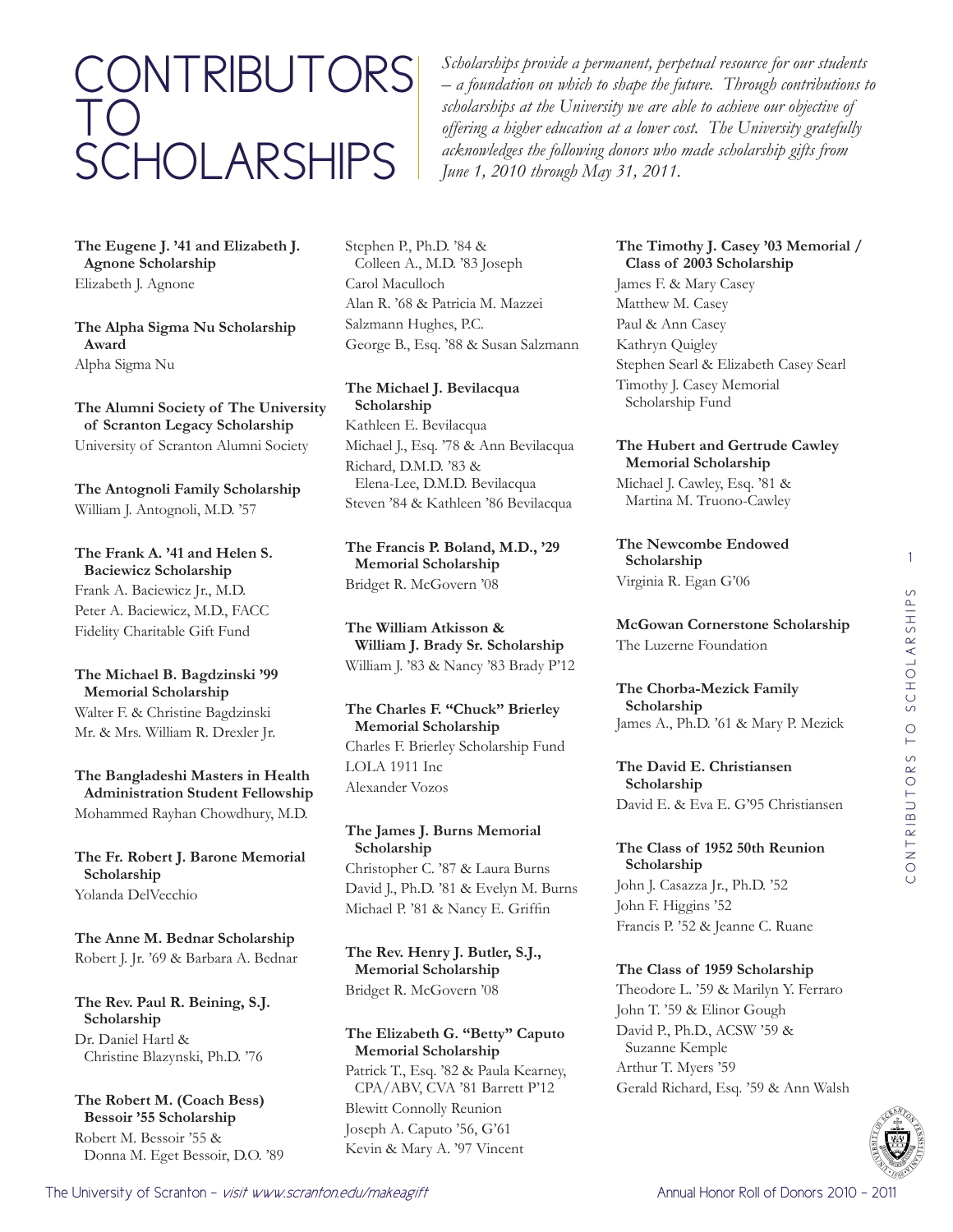# CONTRIBUTORS TO SCHOLARSHIPS

*Scholarships provide a permanent, perpetual resource for our students – a foundation on which to shape the future. Through contributions to scholarships at the University we are able to achieve our objective of offering a higher education at a lower cost. The University gratefully acknowledges the following donors who made scholarship gifts from June 1, 2010 through May 31, 2011.*

**The Eugene J. '41 and Elizabeth J. Agnone Scholarship**
Elizabeth J. Agnone

**The Alpha Sigma Nu Scholarship Award**
Alpha Sigma Nu

**The Alumni Society of The University of Scranton Legacy Scholarship**
University of Scranton Alumni Society

**The Antognoli Family Scholarship**
William J. Antognoli, M.D. '57

**The Frank A. '41 and Helen S. Baciewicz Scholarship**
Frank A. Baciewicz Jr., M.D.
Peter A. Baciewicz, M.D., FACC
Fidelity Charitable Gift Fund

**The Michael B. Bagdzinski '99 Memorial Scholarship**
Walter F. & Christine Bagdzinski
Mr. & Mrs. William R. Drexler Jr.

**The Bangladeshi Masters in Health Administration Student Fellowship**
Mohammed Rayhan Chowdhury, M.D.

**The Fr. Robert J. Barone Memorial Scholarship**
Yolanda DelVecchio

**The Anne M. Bednar Scholarship**
Robert J. Jr. '69 & Barbara A. Bednar

**The Rev. Paul R. Beining, S.J. Scholarship**
Dr. Daniel Hartl & Christine Blazynski, Ph.D. '76

**The Robert M. (Coach Bess) Bessoir '55 Scholarship**
Robert M. Bessoir '55 & Donna M. Eget Bessoir, D.O. '89
Stephen P., Ph.D. '84 & Colleen A., M.D. '83 Joseph
Carol Maculloch
Alan R. '68 & Patricia M. Mazzei
Salzmann Hughes, P.C.
George B., Esq. '88 & Susan Salzmann

**The Michael J. Bevilacqua Scholarship**
Kathleen E. Bevilacqua
Michael J., Esq. '78 & Ann Bevilacqua
Richard, D.M.D. '83 & Elena-Lee, D.M.D. Bevilacqua
Steven '84 & Kathleen '86 Bevilacqua

**The Francis P. Boland, M.D., '29 Memorial Scholarship**
Bridget R. McGovern '08

**The William Atkisson & William J. Brady Sr. Scholarship**
William J. '83 & Nancy '83 Brady P'12

**The Charles F. "Chuck" Brierley Memorial Scholarship**
Charles F. Brierley Scholarship Fund
LOLA 1911 Inc
Alexander Vozos

**The James J. Burns Memorial Scholarship**
Christopher C. '87 & Laura Burns
David J., Ph.D. '81 & Evelyn M. Burns
Michael P. '81 & Nancy E. Griffin

**The Rev. Henry J. Butler, S.J., Memorial Scholarship**
Bridget R. McGovern '08

**The Elizabeth G. "Betty" Caputo Memorial Scholarship**
Patrick T., Esq. '82 & Paula Kearney, CPA/ABV, CVA '81 Barrett P'12
Blewitt Connolly Reunion
Joseph A. Caputo '56, G'61
Kevin & Mary A. '97 Vincent

**The Timothy J. Casey '03 Memorial / Class of 2003 Scholarship**
James F. & Mary Casey
Matthew M. Casey
Paul & Ann Casey
Kathryn Quigley
Stephen Searl & Elizabeth Casey Searl
Timothy J. Casey Memorial Scholarship Fund

**The Hubert and Gertrude Cawley Memorial Scholarship**
Michael J. Cawley, Esq. '81 & Martina M. Truono-Cawley

**The Newcombe Endowed Scholarship**
Virginia R. Egan G'06

**McGowan Cornerstone Scholarship**
The Luzerne Foundation

**The Chorba-Mezick Family Scholarship**
James A., Ph.D. '61 & Mary P. Mezick

**The David E. Christiansen Scholarship**
David E. & Eva E. G'95 Christiansen

**The Class of 1952 50th Reunion Scholarship**
John J. Casazza Jr., Ph.D. '52
John F. Higgins '52
Francis P. '52 & Jeanne C. Ruane

**The Class of 1959 Scholarship**
Theodore L. '59 & Marilyn Y. Ferraro
John T. '59 & Elinor Gough
David P., Ph.D., ACSW '59 & Suzanne Kemple
Arthur T. Myers '59
Gerald Richard, Esq. '59 & Ann Walsh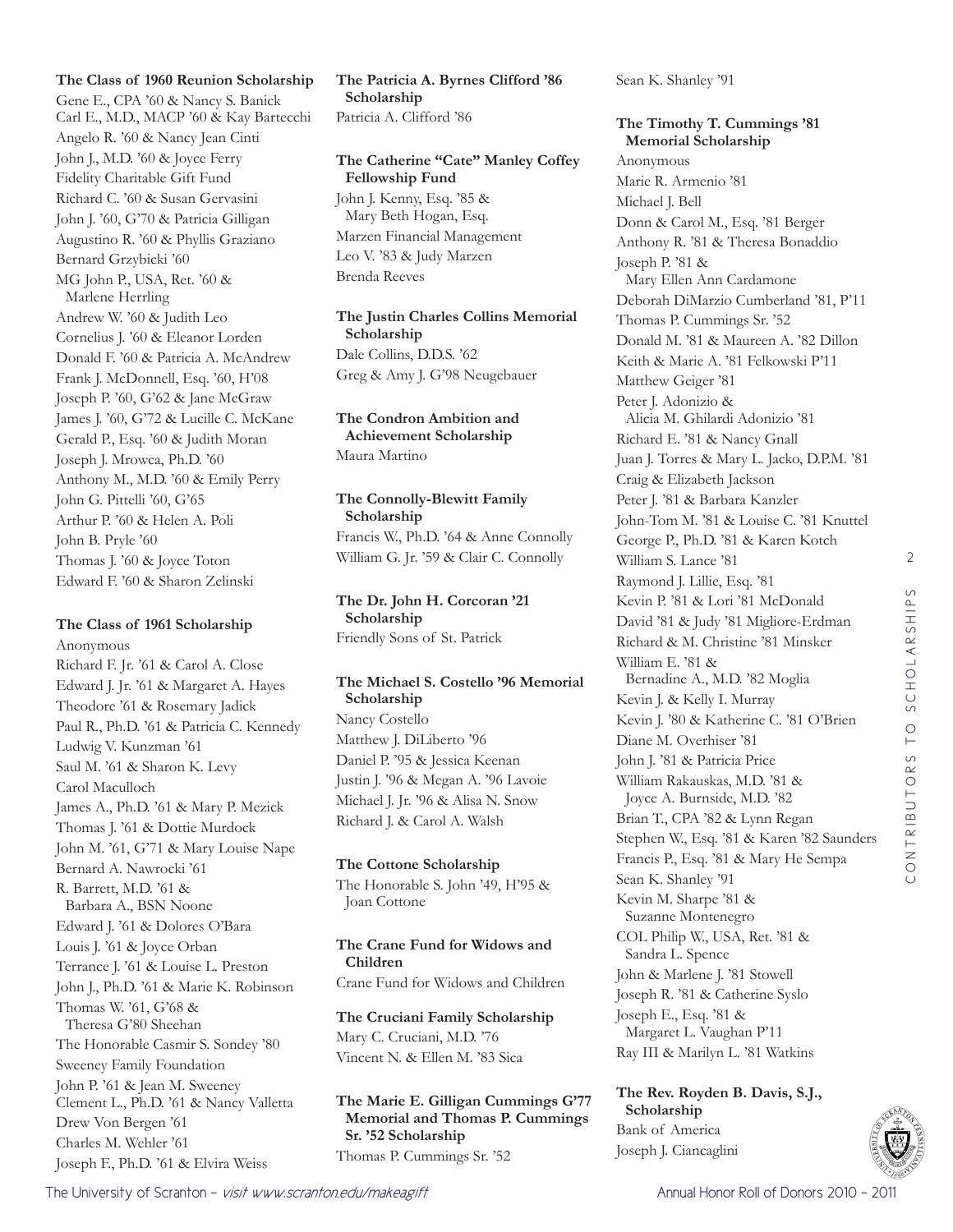**The Class of 1960 Reunion Scholarship**
Gene E., CPA '60 & Nancy S. Banick
Carl E., M.D., MACP '60 & Kay Bartecchi
Angelo R. '60 & Nancy Jean Cinti
John J., M.D. '60 & Joyce Ferry
Fidelity Charitable Gift Fund
Richard C. '60 & Susan Gervasini
John J. '60, G'70 & Patricia Gilligan
Augustino R. '60 & Phyllis Graziano
Bernard Grzybicki '60
MG John P., USA, Ret. '60 & Marlene Herrling
Andrew W. '60 & Judith Leo
Cornelius J. '60 & Eleanor Lorden
Donald F. '60 & Patricia A. McAndrew
Frank J. McDonnell, Esq. '60, H'08
Joseph P. '60, G'62 & Jane McGraw
James J. '60, G'72 & Lucille C. McKane
Gerald P., Esq. '60 & Judith Moran
Joseph J. Mrowca, Ph.D. '60
Anthony M., M.D. '60 & Emily Perry
John G. Pittelli '60, G'65
Arthur P. '60 & Helen A. Poli
John B. Pryle '60
Thomas J. '60 & Joyce Toton
Edward F. '60 & Sharon Zelinski

**The Class of 1961 Scholarship**
Anonymous
Richard F. Jr. '61 & Carol A. Close
Edward J. Jr. '61 & Margaret A. Hayes
Theodore '61 & Rosemary Jadick
Paul R., Ph.D. '61 & Patricia C. Kennedy
Ludwig V. Kunzman '61
Saul M. '61 & Sharon K. Levy
Carol Maculloch
James A., Ph.D. '61 & Mary P. Mezick
Thomas J. '61 & Dottie Murdock
John M. '61, G'71 & Mary Louise Nape
Bernard A. Nawrocki '61
R. Barrett, M.D. '61 & Barbara A., BSN Noone
Edward J. '61 & Dolores O'Bara
Louis J. '61 & Joyce Orban
Terrance J. '61 & Louise L. Preston
John J., Ph.D. '61 & Marie K. Robinson
Thomas W. '61, G'68 & Theresa G'80 Sheehan
The Honorable Casmir S. Sondey '80
Sweeney Family Foundation
John P. '61 & Jean M. Sweeney
Clement L., Ph.D. '61 & Nancy Valletta
Drew Von Bergen '61
Charles M. Wehler '61
Joseph F., Ph.D. '61 & Elvira Weiss

**The Patricia A. Byrnes Clifford '86 Scholarship**
Patricia A. Clifford '86

**The Catherine "Cate" Manley Coffey Fellowship Fund**
John J. Kenny, Esq. '85 & Mary Beth Hogan, Esq.
Marzen Financial Management
Leo V. '83 & Judy Marzen
Brenda Reeves

**The Justin Charles Collins Memorial Scholarship**
Dale Collins, D.D.S. '62
Greg & Amy J. G'98 Neugebauer

**The Condron Ambition and Achievement Scholarship**
Maura Martino

**The Connolly-Blewitt Family Scholarship**
Francis W., Ph.D. '64 & Anne Connolly
William G. Jr. '59 & Clair C. Connolly

**The Dr. John H. Corcoran '21 Scholarship**
Friendly Sons of St. Patrick

**The Michael S. Costello '96 Memorial Scholarship**
Nancy Costello
Matthew J. DiLiberto '96
Daniel P. '95 & Jessica Keenan
Justin J. '96 & Megan A. '96 Lavoie
Michael J. Jr. '96 & Alisa N. Snow
Richard J. & Carol A. Walsh

**The Cottone Scholarship**
The Honorable S. John '49, H'95 & Joan Cottone

**The Crane Fund for Widows and Children**
Crane Fund for Widows and Children

**The Cruciani Family Scholarship**
Mary C. Cruciani, M.D. '76
Vincent N. & Ellen M. '83 Sica

**The Marie E. Gilligan Cummings G'77 Memorial and Thomas P. Cummings Sr. '52 Scholarship**
Thomas P. Cummings Sr. '52
Sean K. Shanley '91

**The Timothy T. Cummings '81 Memorial Scholarship**
Anonymous
Marie R. Armenio '81
Michael J. Bell
Donn & Carol M., Esq. '81 Berger
Anthony R. '81 & Theresa Bonaddio
Joseph P. '81 & Mary Ellen Ann Cardamone
Deborah DiMarzio Cumberland '81, P'11
Thomas P. Cummings Sr. '52
Donald M. '81 & Maureen A. '82 Dillon
Keith & Marie A. '81 Felkowski P'11
Matthew Geiger '81
Peter J. Adonizio & Alicia M. Ghilardi Adonizio '81
Richard E. '81 & Nancy Gnall
Juan J. Torres & Mary L. Jacko, D.P.M. '81
Craig & Elizabeth Jackson
Peter J. '81 & Barbara Kanzler
John-Tom M. '81 & Louise C. '81 Knuttel
George P., Ph.D. '81 & Karen Kotch
William S. Lance '81
Raymond J. Lillie, Esq. '81
Kevin P. '81 & Lori '81 McDonald
David '81 & Judy '81 Migliore-Erdman
Richard & M. Christine '81 Minsker
William E. '81 & Bernadine A., M.D. '82 Moglia
Kevin J. & Kelly I. Murray
Kevin J. '80 & Katherine C. '81 O'Brien
Diane M. Overhiser '81
John J. '81 & Patricia Price
William Rakauskas, M.D. '81 & Joyce A. Burnside, M.D. '82
Brian T., CPA '82 & Lynn Regan
Stephen W., Esq. '81 & Karen '82 Saunders
Francis P., Esq. '81 & Mary He Sempa
Sean K. Shanley '91
Kevin M. Sharpe '81 & Suzanne Montenegro
COL Philip W., USA, Ret. '81 & Sandra L. Spence
John & Marlene J. '81 Stowell
Joseph R. '81 & Catherine Syslo
Joseph E., Esq. '81 & Margaret L. Vaughan P'11
Ray III & Marilyn L. '81 Watkins

**The Rev. Royden B. Davis, S.J., Scholarship**
Bank of America
Joseph J. Ciancaglini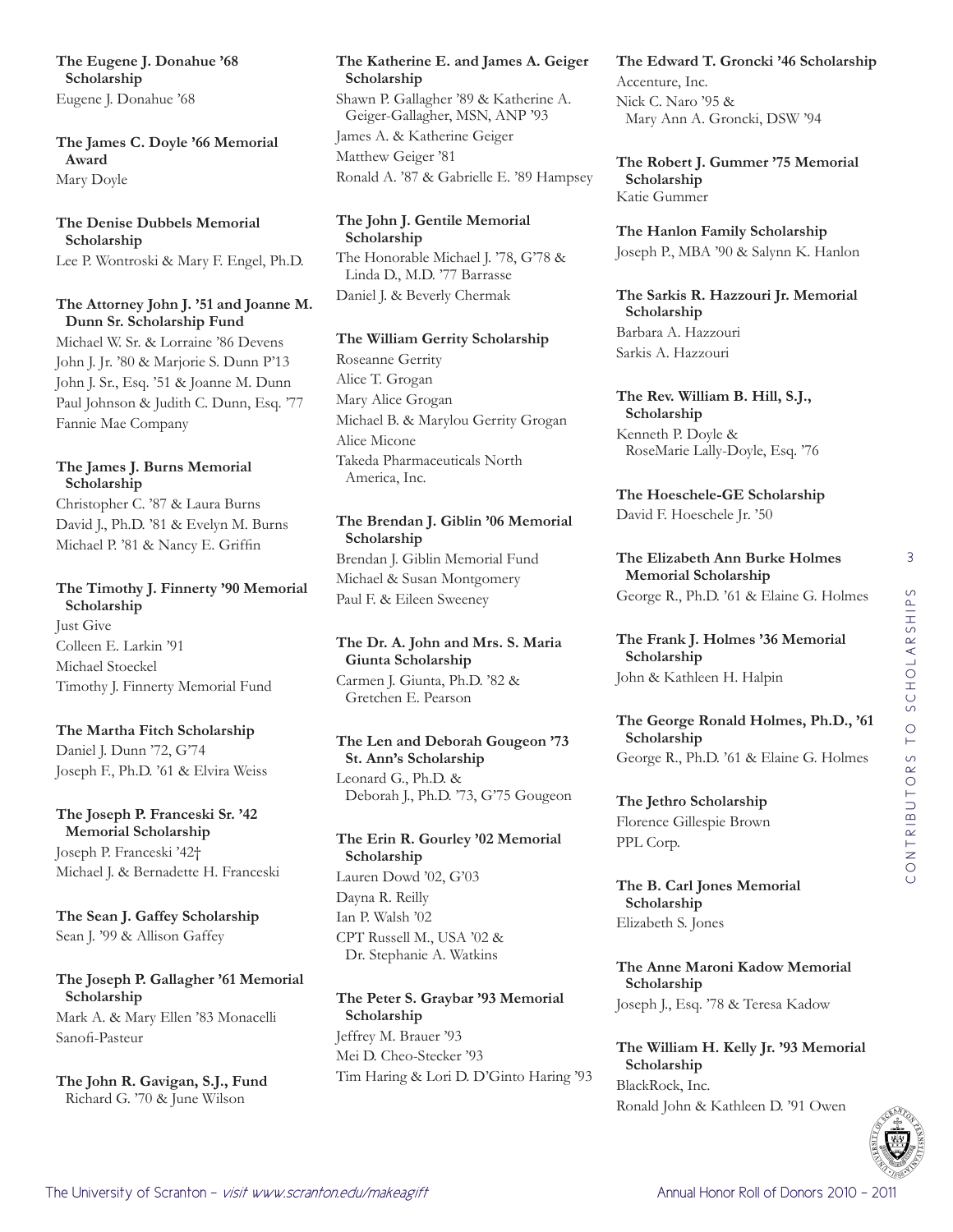**The Eugene J. Donahue ’68 Scholarship**
Eugene J. Donahue ’68

**The James C. Doyle ’66 Memorial Award**
Mary Doyle

**The Denise Dubbels Memorial Scholarship**
Lee P. Wontroski & Mary F. Engel, Ph.D.

**The Attorney John J. ’51 and Joanne M. Dunn Sr. Scholarship Fund**
Michael W. Sr. & Lorraine ’86 Devens
John J. Jr. ’80 & Marjorie S. Dunn P’13
John J. Sr., Esq. ’51 & Joanne M. Dunn
Paul Johnson & Judith C. Dunn, Esq. ’77
Fannie Mae Company

**The James J. Burns Memorial Scholarship**
Christopher C. ’87 & Laura Burns
David J., Ph.D. ’81 & Evelyn M. Burns
Michael P. ’81 & Nancy E. Griffin

**The Timothy J. Finnerty ’90 Memorial Scholarship**
Just Give
Colleen E. Larkin ’91
Michael Stoeckel
Timothy J. Finnerty Memorial Fund

**The Martha Fitch Scholarship**
Daniel J. Dunn ’72, G’74
Joseph F., Ph.D. ’61 & Elvira Weiss

**The Joseph P. Franceski Sr. ’42 Memorial Scholarship**
Joseph P. Franceski ’42†
Michael J. & Bernadette H. Franceski

**The Sean J. Gaffey Scholarship**
Sean J. ’99 & Allison Gaffey

**The Joseph P. Gallagher ’61 Memorial Scholarship**
Mark A. & Mary Ellen ’83 Monacelli
Sanofi-Pasteur

**The John R. Gavigan, S.J., Fund**
Richard G. ’70 & June Wilson

**The Katherine E. and James A. Geiger Scholarship**
Shawn P. Gallagher ’89 & Katherine A. Geiger-Gallagher, MSN, ANP ’93
James A. & Katherine Geiger
Matthew Geiger ’81
Ronald A. ’87 & Gabrielle E. ’89 Hampsey

**The John J. Gentile Memorial Scholarship**
The Honorable Michael J. ’78, G’78 & Linda D., M.D. ’77 Barrasse
Daniel J. & Beverly Chermak

**The William Gerrity Scholarship**
Roseanne Gerrity
Alice T. Grogan
Mary Alice Grogan
Michael B. & Marylou Gerrity Grogan
Alice Micone
Takeda Pharmaceuticals North America, Inc.

**The Brendan J. Giblin ’06 Memorial Scholarship**
Brendan J. Giblin Memorial Fund
Michael & Susan Montgomery
Paul F. & Eileen Sweeney

**The Dr. A. John and Mrs. S. Maria Giunta Scholarship**
Carmen J. Giunta, Ph.D. ’82 & Gretchen E. Pearson

**The Len and Deborah Gougeon ’73 St. Ann’s Scholarship**
Leonard G., Ph.D. & Deborah J., Ph.D. ’73, G’75 Gougeon

**The Erin R. Gourley ’02 Memorial Scholarship**
Lauren Dowd ’02, G’03
Dayna R. Reilly
Ian P. Walsh ’02
CPT Russell M., USA ’02 & Dr. Stephanie A. Watkins

**The Peter S. Graybar ’93 Memorial Scholarship**
Jeffrey M. Brauer ’93
Mei D. Cheo-Stecker ’93
Tim Haring & Lori D. D’Ginto Haring ’93

**The Edward T. Groncki ’46 Scholarship**
Accenture, Inc.
Nick C. Naro ’95 & Mary Ann A. Groncki, DSW ’94

**The Robert J. Gummer ’75 Memorial Scholarship**
Katie Gummer

**The Hanlon Family Scholarship**
Joseph P., MBA ’90 & Salynn K. Hanlon

**The Sarkis R. Hazzouri Jr. Memorial Scholarship**
Barbara A. Hazzouri
Sarkis A. Hazzouri

**The Rev. William B. Hill, S.J., Scholarship**
Kenneth P. Doyle & RoseMarie Lally-Doyle, Esq. ’76

**The Hoeschele-GE Scholarship**
David F. Hoeschele Jr. ’50

**The Elizabeth Ann Burke Holmes Memorial Scholarship**
George R., Ph.D. ’61 & Elaine G. Holmes

**The Frank J. Holmes ’36 Memorial Scholarship**
John & Kathleen H. Halpin

**The George Ronald Holmes, Ph.D., ’61 Scholarship**
George R., Ph.D. ’61 & Elaine G. Holmes

**The Jethro Scholarship**
Florence Gillespie Brown
PPL Corp.

**The B. Carl Jones Memorial Scholarship**
Elizabeth S. Jones

**The Anne Maroni Kadow Memorial Scholarship**
Joseph J., Esq. ’78 & Teresa Kadow

**The William H. Kelly Jr. ’93 Memorial Scholarship**
BlackRock, Inc.
Ronald John & Kathleen D. ’91 Owen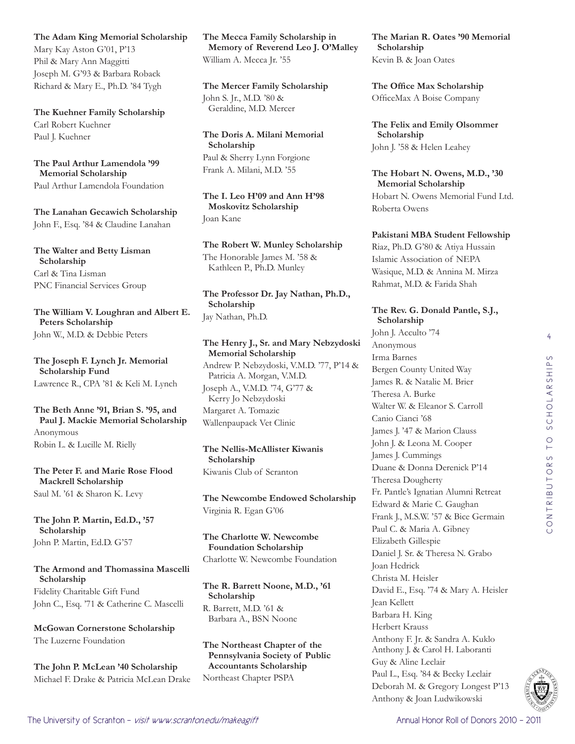**The Adam King Memorial Scholarship**
Mary Kay Aston G'01, P'13
Phil & Mary Ann Maggitti
Joseph M. G'93 & Barbara Roback
Richard & Mary E., Ph.D. '84 Tygh

**The Kuehner Family Scholarship**
Carl Robert Kuehner
Paul J. Kuehner

**The Paul Arthur Lamendola '99 Memorial Scholarship**
Paul Arthur Lamendola Foundation

**The Lanahan Gecawich Scholarship**
John F., Esq. '84 & Claudine Lanahan

**The Walter and Betty Lisman Scholarship**
Carl & Tina Lisman
PNC Financial Services Group

**The William V. Loughran and Albert E. Peters Scholarship**
John W., M.D. & Debbie Peters

**The Joseph F. Lynch Jr. Memorial Scholarship Fund**
Lawrence R., CPA '81 & Keli M. Lynch

**The Beth Anne '91, Brian S. '95, and Paul J. Mackie Memorial Scholarship**
Anonymous
Robin L. & Lucille M. Rielly

**The Peter F. and Marie Rose Flood Mackrell Scholarship**
Saul M. '61 & Sharon K. Levy

**The John P. Martin, Ed.D., '57 Scholarship**
John P. Martin, Ed.D. G'57

**The Armond and Thomassina Mascelli Scholarship**
Fidelity Charitable Gift Fund
John C., Esq. '71 & Catherine C. Mascelli

**McGowan Cornerstone Scholarship**
The Luzerne Foundation

**The John P. McLean '40 Scholarship**
Michael F. Drake & Patricia McLean Drake

**The Mecca Family Scholarship in Memory of Reverend Leo J. O'Malley**
William A. Mecca Jr. '55

**The Mercer Family Scholarship**
John S. Jr., M.D. '80 & Geraldine, M.D. Mercer

**The Doris A. Milani Memorial Scholarship**
Paul & Sherry Lynn Forgione
Frank A. Milani, M.D. '55

**The I. Leo H'09 and Ann H'98 Moskovitz Scholarship**
Joan Kane

**The Robert W. Munley Scholarship**
The Honorable James M. '58 & Kathleen P., Ph.D. Munley

**The Professor Dr. Jay Nathan, Ph.D., Scholarship**
Jay Nathan, Ph.D.

**The Henry J., Sr. and Mary Nebzydoski Memorial Scholarship**
Andrew P. Nebzydoski, V.M.D. '77, P'14 & Patricia A. Morgan, V.M.D.
Joseph A., V.M.D. '74, G'77 & Kerry Jo Nebzydoski
Margaret A. Tomazic
Wallenpaupack Vet Clinic

**The Nellis-McAllister Kiwanis Scholarship**
Kiwanis Club of Scranton

**The Newcombe Endowed Scholarship**
Virginia R. Egan G'06

**The Charlotte W. Newcombe Foundation Scholarship**
Charlotte W. Newcombe Foundation

**The R. Barrett Noone, M.D., '61 Scholarship**
R. Barrett, M.D. '61 & Barbara A., BSN Noone

**The Northeast Chapter of the Pennsylvania Society of Public Accountants Scholarship**
Northeast Chapter PSPA

**The Marian R. Oates '90 Memorial Scholarship**
Kevin B. & Joan Oates

**The Office Max Scholarship**
OfficeMax A Boise Company

**The Felix and Emily Olsommer Scholarship**
John J. '58 & Helen Leahey

**The Hobart N. Owens, M.D., '30 Memorial Scholarship**
Hobart N. Owens Memorial Fund Ltd.
Roberta Owens

**Pakistani MBA Student Fellowship**
Riaz, Ph.D. G'80 & Atiya Hussain
Islamic Association of NEPA
Wasique, M.D. & Annina M. Mirza
Rahmat, M.D. & Farida Shah

**The Rev. G. Donald Pantle, S.J., Scholarship**
John J. Acculto '74
Anonymous
Irma Barnes
Bergen County United Way
James R. & Natalie M. Brier
Theresa A. Burke
Walter W. & Eleanor S. Carroll
Canio Cianci '68
James J. '47 & Marion Clauss
John J. & Leona M. Cooper
James J. Cummings
Duane & Donna Derenick P'14
Theresa Dougherty
Fr. Pantle's Ignatian Alumni Retreat
Edward & Marie C. Gaughan
Frank J., M.S.W. '57 & Bice Germain
Paul C. & Maria A. Gibney
Elizabeth Gillespie
Daniel J. Sr. & Theresa N. Grabo
Joan Hedrick
Christa M. Heisler
David E., Esq. '74 & Mary A. Heisler
Jean Kellett
Barbara H. King
Herbert Krauss
Anthony F. Jr. & Sandra A. Kuklo
Anthony J. & Carol H. Laboranti
Guy & Aline Leclair
Paul L., Esq. '84 & Becky Leclair
Deborah M. & Gregory Longest P'13
Anthony & Joan Ludwikowski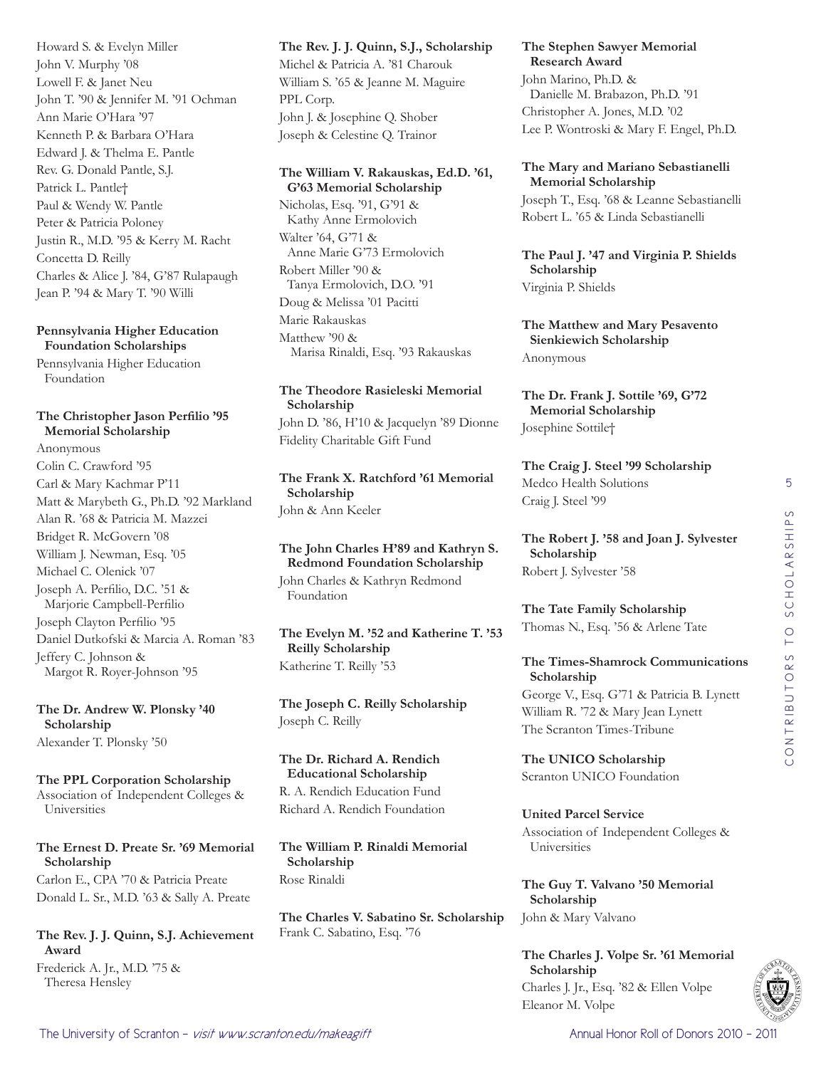Howard S. & Evelyn Miller
John V. Murphy '08
Lowell F. & Janet Neu
John T. '90 & Jennifer M. '91 Ochman
Ann Marie O'Hara '97
Kenneth P. & Barbara O'Hara
Edward J. & Thelma E. Pantle
Rev. G. Donald Pantle, S.J.
Patrick L. Pantle†
Paul & Wendy W. Pantle
Peter & Patricia Poloney
Justin R., M.D. '95 & Kerry M. Racht
Concetta D. Reilly
Charles & Alice J. '84, G'87 Rulapaugh
Jean P. '94 & Mary T. '90 Willi

**Pennsylvania Higher Education Foundation Scholarships**
Pennsylvania Higher Education Foundation

**The Christopher Jason Perfilio '95 Memorial Scholarship**
Anonymous
Colin C. Crawford '95
Carl & Mary Kachmar P'11
Matt & Marybeth G., Ph.D. '92 Markland
Alan R. '68 & Patricia M. Mazzei
Bridget R. McGovern '08
William J. Newman, Esq. '05
Michael C. Olenick '07
Joseph A. Perfilio, D.C. '51 & Marjorie Campbell-Perfilio
Joseph Clayton Perfilio '95
Daniel Dutkofski & Marcia A. Roman '83
Jeffery C. Johnson & Margot R. Royer-Johnson '95

**The Dr. Andrew W. Plonsky '40 Scholarship**
Alexander T. Plonsky '50

**The PPL Corporation Scholarship**
Association of Independent Colleges & Universities

**The Ernest D. Preate Sr. '69 Memorial Scholarship**
Carlon E., CPA '70 & Patricia Preate
Donald L. Sr., M.D. '63 & Sally A. Preate

**The Rev. J. J. Quinn, S.J. Achievement Award**
Frederick A. Jr., M.D. '75 & Theresa Hensley

**The Rev. J. J. Quinn, S.J., Scholarship**
Michel & Patricia A. '81 Charouk
William S. '65 & Jeanne M. Maguire
PPL Corp.
John J. & Josephine Q. Shober
Joseph & Celestine Q. Trainor

**The William V. Rakauskas, Ed.D. '61, G'63 Memorial Scholarship**
Nicholas, Esq. '91, G'91 & Kathy Anne Ermolovich
Walter '64, G'71 & Anne Marie G'73 Ermolovich
Robert Miller '90 & Tanya Ermolovich, D.O. '91
Doug & Melissa '01 Pacitti
Marie Rakauskas
Matthew '90 & Marisa Rinaldi, Esq. '93 Rakauskas

**The Theodore Rasieleski Memorial Scholarship**
John D. '86, H'10 & Jacquelyn '89 Dionne
Fidelity Charitable Gift Fund

**The Frank X. Ratchford '61 Memorial Scholarship**
John & Ann Keeler

**The John Charles H'89 and Kathryn S. Redmond Foundation Scholarship**
John Charles & Kathryn Redmond Foundation

**The Evelyn M. '52 and Katherine T. '53 Reilly Scholarship**
Katherine T. Reilly '53

**The Joseph C. Reilly Scholarship**
Joseph C. Reilly

**The Dr. Richard A. Rendich Educational Scholarship**
R. A. Rendich Education Fund
Richard A. Rendich Foundation

**The William P. Rinaldi Memorial Scholarship**
Rose Rinaldi

**The Charles V. Sabatino Sr. Scholarship**
Frank C. Sabatino, Esq. '76

**The Stephen Sawyer Memorial Research Award**
John Marino, Ph.D. & Danielle M. Brabazon, Ph.D. '91
Christopher A. Jones, M.D. '02
Lee P. Wontroski & Mary F. Engel, Ph.D.

**The Mary and Mariano Sebastianelli Memorial Scholarship**
Joseph T., Esq. '68 & Leanne Sebastianelli
Robert L. '65 & Linda Sebastianelli

**The Paul J. '47 and Virginia P. Shields Scholarship**
Virginia P. Shields

**The Matthew and Mary Pesavento Sienkiewich Scholarship**
Anonymous

**The Dr. Frank J. Sottile '69, G'72 Memorial Scholarship**
Josephine Sottile†

**The Craig J. Steel '99 Scholarship**
Medco Health Solutions
Craig J. Steel '99

**The Robert J. '58 and Joan J. Sylvester Scholarship**
Robert J. Sylvester '58

**The Tate Family Scholarship**
Thomas N., Esq. '56 & Arlene Tate

**The Times-Shamrock Communications Scholarship**
George V., Esq. G'71 & Patricia B. Lynett
William R. '72 & Mary Jean Lynett
The Scranton Times-Tribune

**The UNICO Scholarship**
Scranton UNICO Foundation

**United Parcel Service**
Association of Independent Colleges & Universities

**The Guy T. Valvano '50 Memorial Scholarship**
John & Mary Valvano

**The Charles J. Volpe Sr. '61 Memorial Scholarship**
Charles J. Jr., Esq. '82 & Ellen Volpe
Eleanor M. Volpe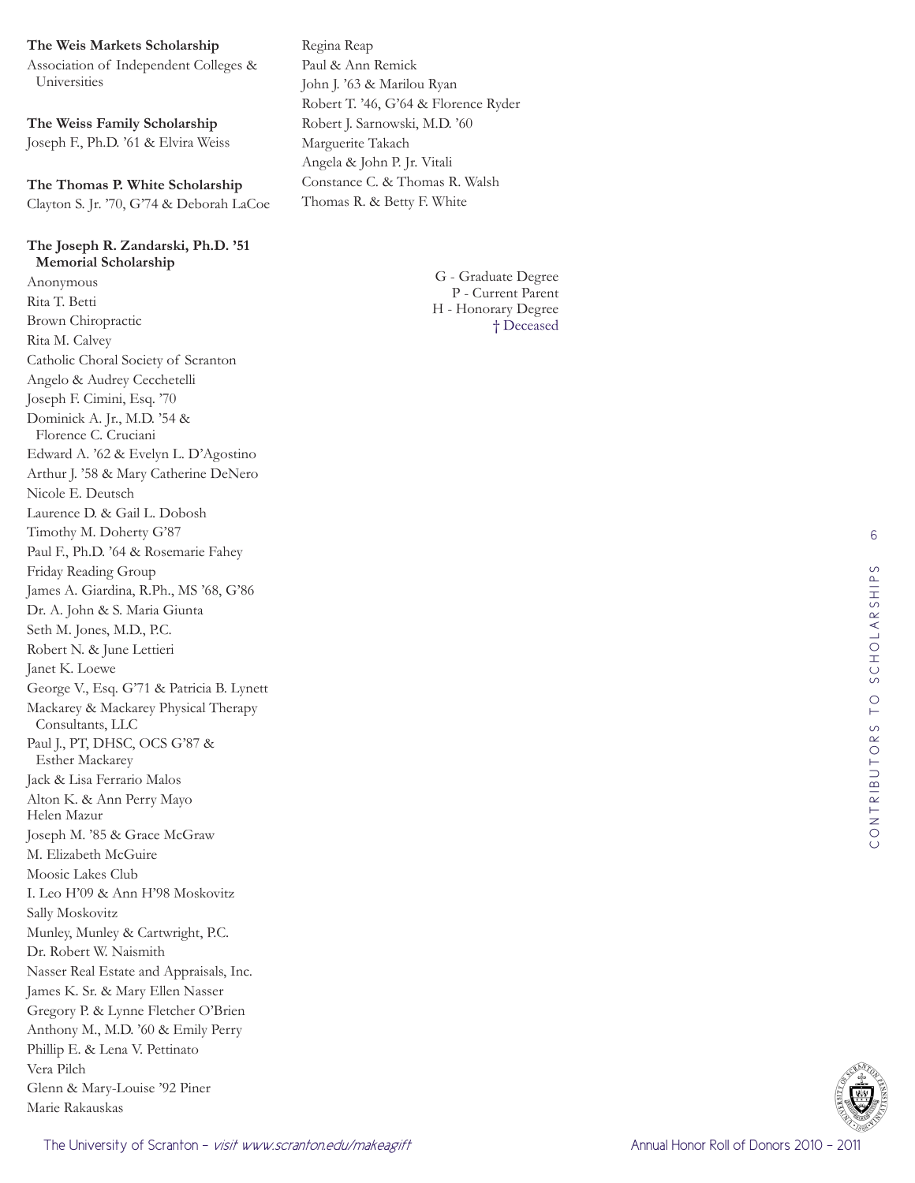**The Weis Markets Scholarship**
Association of Independent Colleges & Universities

**The Weiss Family Scholarship**
Joseph F., Ph.D. '61 & Elvira Weiss

**The Thomas P. White Scholarship**
Clayton S. Jr. '70, G'74 & Deborah LaCoe

**The Joseph R. Zandarski, Ph.D. '51 Memorial Scholarship**
Anonymous
Rita T. Betti
Brown Chiropractic
Rita M. Calvey
Catholic Choral Society of Scranton
Angelo & Audrey Cecchetelli
Joseph F. Cimini, Esq. '70
Dominick A. Jr., M.D. '54 & Florence C. Cruciani
Edward A. '62 & Evelyn L. D'Agostino
Arthur J. '58 & Mary Catherine DeNero
Nicole E. Deutsch
Laurence D. & Gail L. Dobosh
Timothy M. Doherty G'87
Paul F., Ph.D. '64 & Rosemarie Fahey
Friday Reading Group
James A. Giardina, R.Ph., MS '68, G'86
Dr. A. John & S. Maria Giunta
Seth M. Jones, M.D., P.C.
Robert N. & June Lettieri
Janet K. Loewe
George V., Esq. G'71 & Patricia B. Lynett
Mackarey & Mackarey Physical Therapy Consultants, LLC
Paul J., PT, DHSC, OCS G'87 & Esther Mackarey
Jack & Lisa Ferrario Malos
Alton K. & Ann Perry Mayo
Helen Mazur
Joseph M. '85 & Grace McGraw
M. Elizabeth McGuire
Moosic Lakes Club
I. Leo H'09 & Ann H'98 Moskovitz
Sally Moskovitz
Munley, Munley & Cartwright, P.C.
Dr. Robert W. Naismith
Nasser Real Estate and Appraisals, Inc.
James K. Sr. & Mary Ellen Nasser
Gregory P. & Lynne Fletcher O'Brien
Anthony M., M.D. '60 & Emily Perry
Phillip E. & Lena V. Pettinato
Vera Pilch
Glenn & Mary-Louise '92 Piner
Marie Rakauskas
Regina Reap
Paul & Ann Remick
John J. '63 & Marilou Ryan
Robert T. '46, G'64 & Florence Ryder
Robert J. Sarnowski, M.D. '60
Marguerite Takach
Angela & John P. Jr. Vitali
Constance C. & Thomas R. Walsh
Thomas R. & Betty F. White

G - Graduate Degree
P - Current Parent
H - Honorary Degree
† Deceased